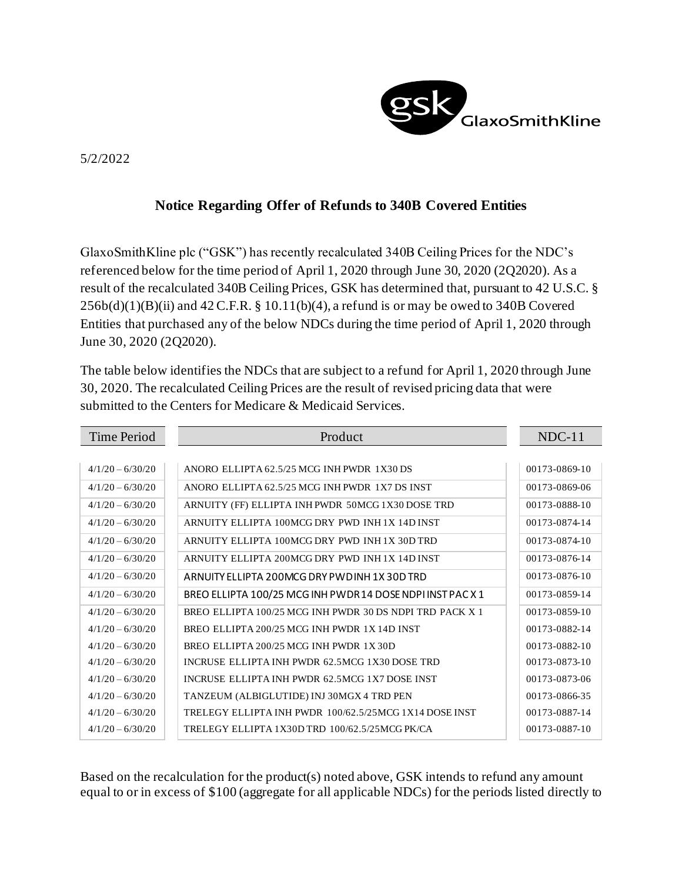5/2/2022

## Notice Regarding Offer of Refunds to 340B Covered Entities

GlaxoSmithKline plc ("GSK") has recently recalculated 340B Ceiling Prices for the NDC's referenced below for the time period of April 1, 2020 through June 30, 2020 (2Q2020). As a result of the recalculated 340B Ceiling Prices, GSK has determined that, pursuant to 42 U.S.C. § 256b(d)(1)(B)(ii) and 42 C.F.R. § 10.11(b)(4), a refund is or may be owed to 340B Covered Entities that purchased any of the below NDCs during the time period of April 1, 2020 through June 30, 2020 (2Q2020).

The table below identifies the NDCs that are subject to a refund for April 1, 2020 through June 30, 2020. The recalculated Ceiling Prices are the result of revised pricing data that were submitted to the Centers for Medicare & Medicaid Services.

| Time Period | Product | NDC-11 |
|---|---|---|
| 4/1/20 – 6/30/20 | ANORO ELLIPTA 62.5/25 MCG INH PWDR 1X30 DS | 00173-0869-10 |
| 4/1/20 – 6/30/20 | ANORO ELLIPTA 62.5/25 MCG INH PWDR 1X7 DS INST | 00173-0869-06 |
| 4/1/20 – 6/30/20 | ARNUITY (FF) ELLIPTA INH PWDR 50MCG 1X30 DOSE TRD | 00173-0888-10 |
| 4/1/20 – 6/30/20 | ARNUITY ELLIPTA 100MCG DRY PWD INH 1X 14D INST | 00173-0874-14 |
| 4/1/20 – 6/30/20 | ARNUITY ELLIPTA 100MCG DRY PWD INH 1X 30D TRD | 00173-0874-10 |
| 4/1/20 – 6/30/20 | ARNUITY ELLIPTA 200MCG DRY PWD INH 1X 14D INST | 00173-0876-14 |
| 4/1/20 – 6/30/20 | ARNUITY ELLIPTA 200MCG DRY PWD INH 1X 30D TRD | 00173-0876-10 |
| 4/1/20 – 6/30/20 | BREO ELLIPTA 100/25 MCG INH PWDR 14 DOSE NDPI INST PAC X 1 | 00173-0859-14 |
| 4/1/20 – 6/30/20 | BREO ELLIPTA 100/25 MCG INH PWDR 30 DS NDPI TRD PACK X 1 | 00173-0859-10 |
| 4/1/20 – 6/30/20 | BREO ELLIPTA 200/25 MCG INH PWDR 1X 14D INST | 00173-0882-14 |
| 4/1/20 – 6/30/20 | BREO ELLIPTA 200/25 MCG INH PWDR 1X 30D | 00173-0882-10 |
| 4/1/20 – 6/30/20 | INCRUSE ELLIPTA INH PWDR 62.5MCG 1X30 DOSE TRD | 00173-0873-10 |
| 4/1/20 – 6/30/20 | INCRUSE ELLIPTA INH PWDR 62.5MCG 1X7 DOSE INST | 00173-0873-06 |
| 4/1/20 – 6/30/20 | TANZEUM (ALBIGLUTIDE) INJ 30MGX 4 TRD PEN | 00173-0866-35 |
| 4/1/20 – 6/30/20 | TRELEGY ELLIPTA INH PWDR 100/62.5/25MCG 1X14 DOSE INST | 00173-0887-14 |
| 4/1/20 – 6/30/20 | TRELEGY ELLIPTA 1X30D TRD 100/62.5/25MCG PK/CA | 00173-0887-10 |

Based on the recalculation for the product(s) noted above, GSK intends to refund any amount equal to or in excess of $100 (aggregate for all applicable NDCs) for the periods listed directly to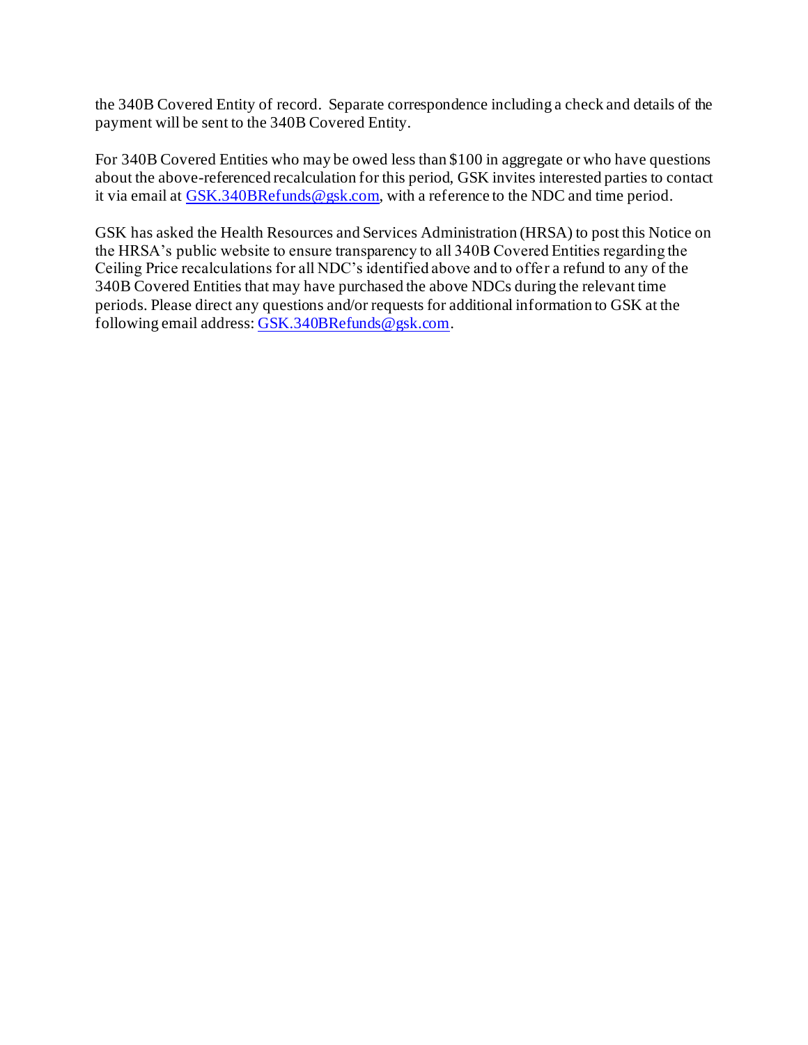the 340B Covered Entity of record. Separate correspondence including a check and details of the payment will be sent to the 340B Covered Entity.

For 340B Covered Entities who may be owed less than $100 in aggregate or who have questions about the above-referenced recalculation for this period, GSK invites interested parties to contact it via email at GSK.340BRefunds@gsk.com, with a reference to the NDC and time period.

GSK has asked the Health Resources and Services Administration (HRSA) to post this Notice on the HRSA's public website to ensure transparency to all 340B Covered Entities regarding the Ceiling Price recalculations for all NDC's identified above and to offer a refund to any of the 340B Covered Entities that may have purchased the above NDCs during the relevant time periods. Please direct any questions and/or requests for additional information to GSK at the following email address: GSK.340BRefunds@gsk.com.